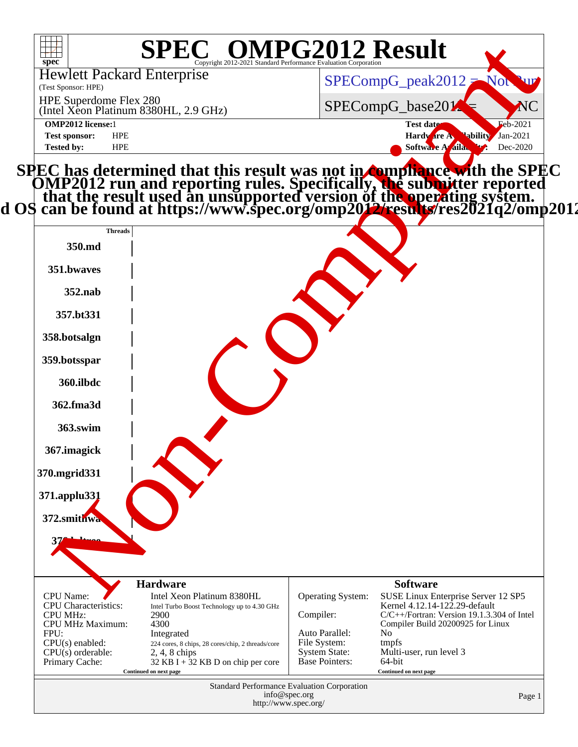# SPEC OMPG2012 Result

Copyright 2012-2021 Standard Performance Evaluation Corporation

**Hewlett Packard Enterprise**
(Test Sponsor: HPE)

HPE Superdome Flex 280
(Intel Xeon Platinum 8380HL, 2.9 GHz)

SPECompG_peak2012 = Not Run

SPECompG_base2012 = NC

| | | | |
|---|---|---|---|
| **OMP2012 license:** | 1 | **Test date:** | Feb-2021 |
| **Test sponsor:** | HPE | **Hardware Availability:** | Jan-2021 |
| **Tested by:** | HPE | **Software Availability:** | Dec-2020 |

**SPEC has determined that this result was not in compliance with the SPEC OMP2012 run and reporting rules. Specifically, the submitter reported that the result used an unsupported version of the operating system. ... d OS can be found at https://www.spec.org/omp2012/results/res2021q2/omp2012...**

Non-Compliant

| Threads |
|---|
| 350.md |
| 351.bwaves |
| 352.nab |
| 357.bt331 |
| 358.botsalgn |
| 359.botsspar |
| 360.ilbdc |
| 362.fma3d |
| 363.swim |
| 367.imagick |
| 370.mgrid331 |
| 371.applu331 |
| 372.smithwa |
| 376.kdtree |

## Hardware

| | |
|---|---|
| CPU Name: | Intel Xeon Platinum 8380HL |
| CPU Characteristics: | Intel Turbo Boost Technology up to 4.30 GHz |
| CPU MHz: | 2900 |
| CPU MHz Maximum: | 4300 |
| FPU: | Integrated |
| CPU(s) enabled: | 224 cores, 8 chips, 28 cores/chip, 2 threads/core |
| CPU(s) orderable: | 2, 4, 8 chips |
| Primary Cache: | 32 KB I + 32 KB D on chip per core |

Continued on next page

## Software

| | |
|---|---|
| Operating System: | SUSE Linux Enterprise Server 12 SP5<br>Kernel 4.12.14-122.29-default |
| Compiler: | C/C++/Fortran: Version 19.1.3.304 of Intel Compiler Build 20200925 for Linux |
| Auto Parallel: | No |
| File System: | tmpfs |
| System State: | Multi-user, run level 3 |
| Base Pointers: | 64-bit |

Continued on next page

Standard Performance Evaluation Corporation
info@spec.org
http://www.spec.org/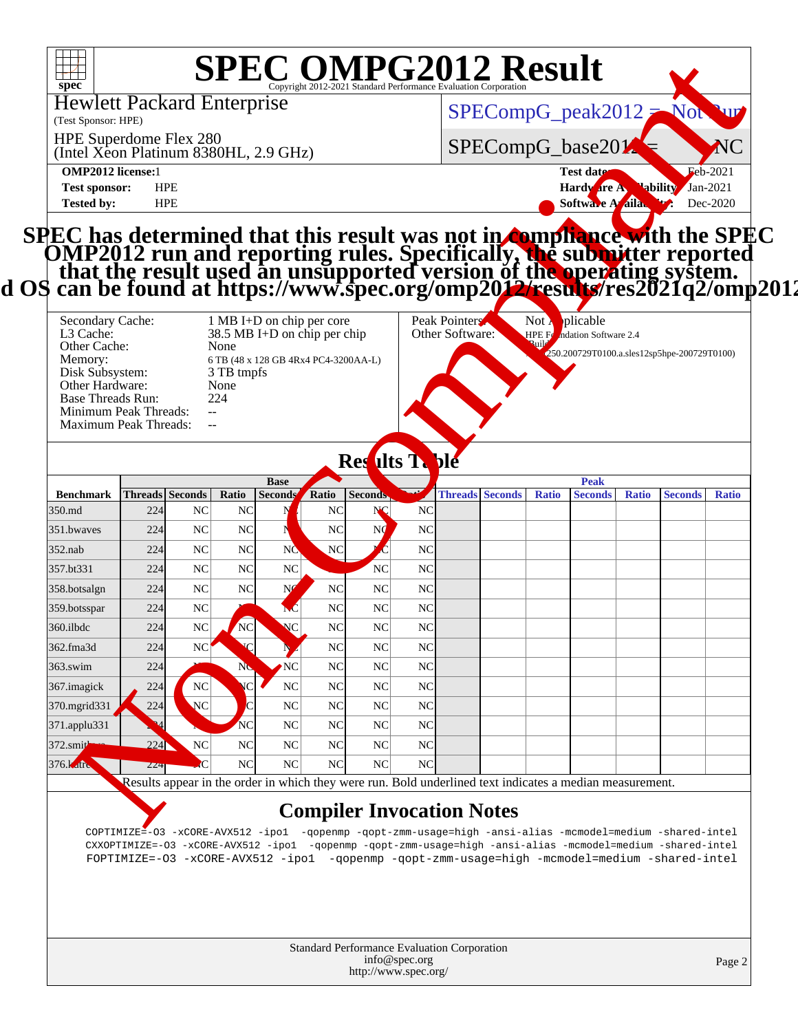# SPEC OMPG2012 Result

Copyright 2012-2021 Standard Performance Evaluation Corporation

**Hewlett Packard Enterprise**
(Test Sponsor: HPE)

**HPE Superdome Flex 280**
(Intel Xeon Platinum 8380HL, 2.9 GHz)

SPECompG_peak2012 = Not Run

SPECompG_base2012 = NC

**OMP2012 license:** 1
**Test sponsor:** HPE
**Tested by:** HPE

**Test date:** Feb-2021
**Hardware Availability:** Jan-2021
**Software Availability:** Dec-2020

**SPEC has determined that this result was not in compliance with the SPEC OMP2012 run and reporting rules. Specifically, the submitter reported that the result used an unsupported version of the operating system. d OS can be found at https://www.spec.org/omp2012/results/res2021q2/omp2012**

| | |
|---|---|
| Secondary Cache: | 1 MB I+D on chip per core |
| L3 Cache: | 38.5 MB I+D on chip per chip |
| Other Cache: | None |
| Memory: | 6 TB (48 x 128 GB 4Rx4 PC4-3200AA-L) |
| Disk Subsystem: | 3 TB tmpfs |
| Other Hardware: | None |
| Base Threads Run: | 224 |
| Minimum Peak Threads: | -- |
| Maximum Peak Threads: | -- |

| | |
|---|---|
| Peak Pointers: | Not Applicable |
| Other Software: | HPE Foundation Software 2.4 Build 250.200729T0100.a.sles12sp5hpe-200729T0100) |

## Results Table

| Benchmark | Base | | | | | | | Peak | | | | | | |
|---|---|---|---|---|---|---|---|---|---|---|---|---|---|---|
| | Threads | Seconds | Ratio | Seconds | Ratio | Seconds | Ratio | Threads | Seconds | Ratio | Seconds | Ratio | Seconds | Ratio |
| 350.md | 224 | NC | NC | NC | NC | NC | NC | | | | | | | |
| 351.bwaves | 224 | NC | NC | NC | NC | NC | NC | | | | | | | |
| 352.nab | 224 | NC | NC | NC | NC | NC | NC | | | | | | | |
| 357.bt331 | 224 | NC | NC | NC | NC | NC | NC | | | | | | | |
| 358.botsalgn | 224 | NC | NC | NC | NC | NC | NC | | | | | | | |
| 359.botsspar | 224 | NC | NC | NC | NC | NC | NC | | | | | | | |
| 360.ilbdc | 224 | NC | NC | NC | NC | NC | NC | | | | | | | |
| 362.fma3d | 224 | NC | NC | NC | NC | NC | NC | | | | | | | |
| 363.swim | 224 | NC | NC | NC | NC | NC | NC | | | | | | | |
| 367.imagick | 224 | NC | NC | NC | NC | NC | NC | | | | | | | |
| 370.mgrid331 | 224 | NC | NC | NC | NC | NC | NC | | | | | | | |
| 371.applu331 | 224 | NC | NC | NC | NC | NC | NC | | | | | | | |
| 372.smithwa | 224 | NC | NC | NC | NC | NC | NC | | | | | | | |
| 376.kdtree | 224 | NC | NC | NC | NC | NC | NC | | | | | | | |

Results appear in the order in which they were run. Bold underlined text indicates a median measurement.

## Compiler Invocation Notes

```
COPTIMIZE=-O3 -xCORE-AVX512 -ipo1  -qopenmp -qopt-zmm-usage=high -ansi-alias -mcmodel=medium -shared-intel
CXXOPTIMIZE=-O3 -xCORE-AVX512 -ipo1  -qopenmp -qopt-zmm-usage=high -ansi-alias -mcmodel=medium -shared-intel
FOPTIMIZE=-O3 -xCORE-AVX512 -ipo1  -qopenmp -qopt-zmm-usage=high -mcmodel=medium -shared-intel
```

Standard Performance Evaluation Corporation
info@spec.org
http://www.spec.org/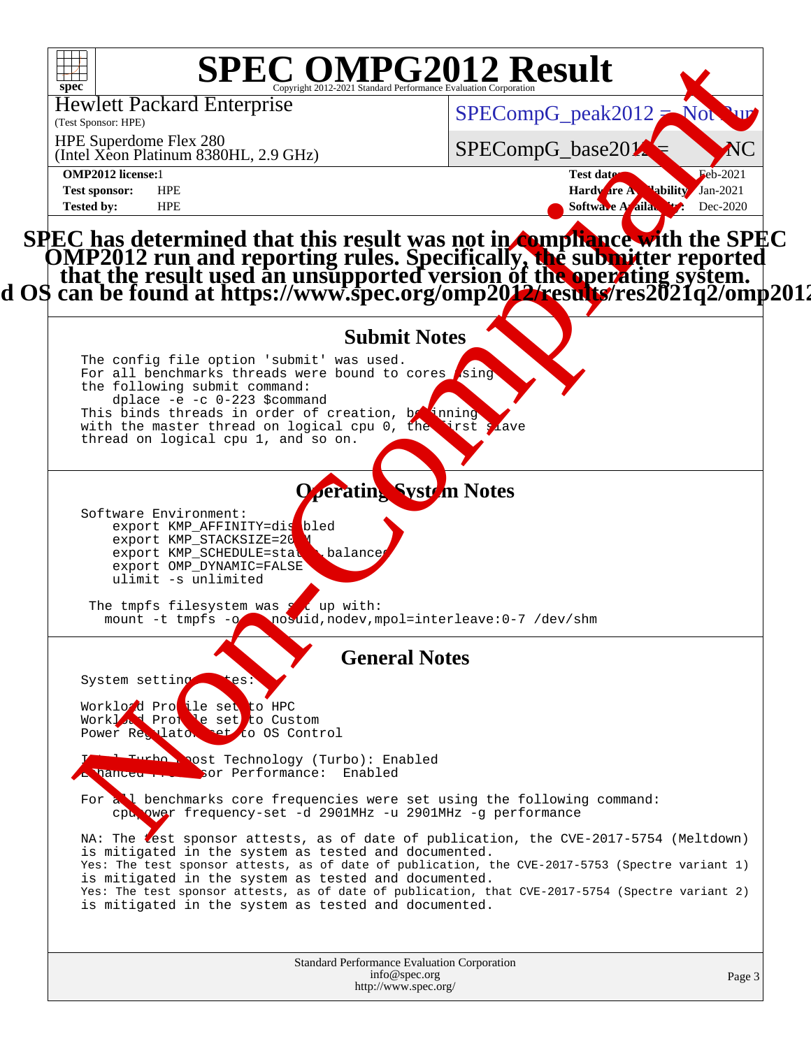# SPEC OMPG2012 Result

Copyright 2012-2021 Standard Performance Evaluation Corporation

Hewlett Packard Enterprise
(Test Sponsor: HPE)

HPE Superdome Flex 280
(Intel Xeon Platinum 8380HL, 2.9 GHz)

SPECompG_peak2012 = Not Run

SPECompG_base2012 = NC

**OMP2012 license:** 1
**Test sponsor:** HPE
**Tested by:** HPE

**Test date:** Feb-2021
**Hardware Availability:** Jan-2021
**Software Availability:** Dec-2020

**SPEC has determined that this result was not in compliance with the SPEC OMP2012 run and reporting rules. Specifically, the submitter reported that the result used an unsupported version of the operating system. [...]d OS can be found at https://www.spec.org/omp2012/results/res2021q2/omp2012[...]**

## Submit Notes

```
The config file option 'submit' was used.
For all benchmarks threads were bound to cores using
the following submit command:
    dplace -e -c 0-223 $command
This binds threads in order of creation, beginning
with the master thread on logical cpu 0, the first slave
thread on logical cpu 1, and so on.
```

## Operating System Notes

```
Software Environment:
    export KMP_AFFINITY=disabled
    export KMP_STACKSIZE=200M
    export KMP_SCHEDULE=static,balanced
    export OMP_DYNAMIC=FALSE
    ulimit -s unlimited

 The tmpfs filesystem was set up with:
   mount -t tmpfs -o   nosuid,nodev,mpol=interleave:0-7 /dev/shm
```

## General Notes

```
System settings notes:

Workload Profile set to HPC
Workload Profile set to Custom
Power Regulator set to OS Control

Intel Turbo Boost Technology (Turbo): Enabled
Enhanced Processor Performance:  Enabled

For all benchmarks core frequencies were set using the following command:
    cpupower frequency-set -d 2901MHz -u 2901MHz -g performance

NA: The test sponsor attests, as of date of publication, the CVE-2017-5754 (Meltdown)
is mitigated in the system as tested and documented.
Yes: The test sponsor attests, as of date of publication, the CVE-2017-5753 (Spectre variant 1)
is mitigated in the system as tested and documented.
Yes: The test sponsor attests, as of date of publication, that CVE-2017-5754 (Spectre variant 2)
is mitigated in the system as tested and documented.
```

Standard Performance Evaluation Corporation
info@spec.org
http://www.spec.org/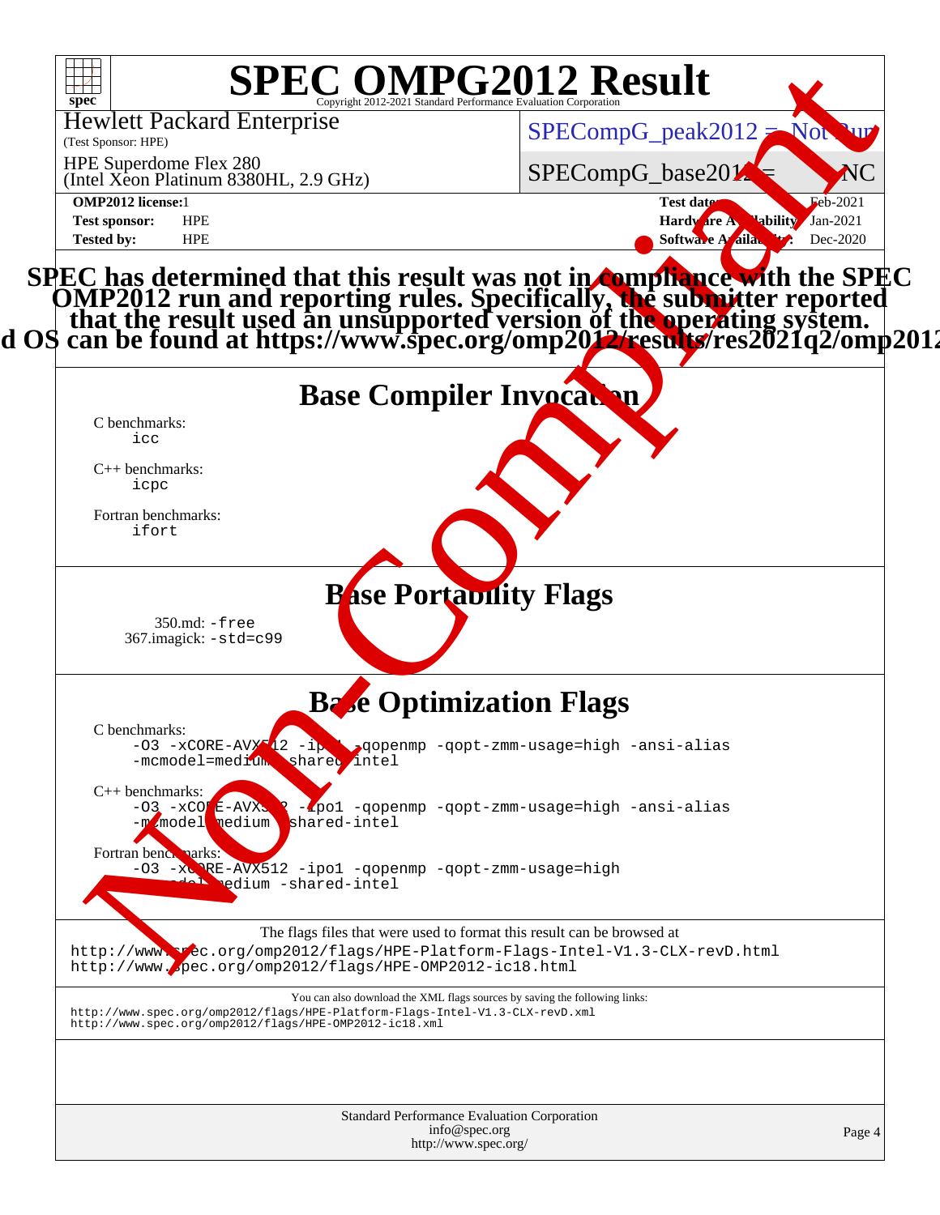# SPEC OMPG2012 Result

Copyright 2012-2021 Standard Performance Evaluation Corporation

Hewlett Packard Enterprise
(Test Sponsor: HPE)

HPE Superdome Flex 280
(Intel Xeon Platinum 8380HL, 2.9 GHz)

SPECompG_peak2012 = Not Run

SPECompG_base2012 = NC

**OMP2012 license:** 1
**Test sponsor:** HPE
**Tested by:** HPE

**Test date:** Feb-2021
**Hardware Availability:** Jan-2021
**Software Availability:** Dec-2020

**SPEC has determined that this result was not in compliance with the SPEC OMP2012 run and reporting rules. Specifically, the submitter reported that the result used an unsupported version of the operating system. ...d OS can be found at https://www.spec.org/omp2012/results/res2021q2/omp2012...**

## Base Compiler Invocation

C benchmarks:
```
icc
```

C++ benchmarks:
```
icpc
```

Fortran benchmarks:
```
ifort
```

## Base Portability Flags

350.md: `-free`
367.imagick: `-std=c99`

## Base Optimization Flags

C benchmarks:
```
-O3 -xCORE-AVX512 -ipo1 -qopenmp -qopt-zmm-usage=high -ansi-alias
-mcmodel=medium -shared-intel
```

C++ benchmarks:
```
-O3 -xCORE-AVX512 -ipo1 -qopenmp -qopt-zmm-usage=high -ansi-alias
-mcmodel=medium -shared-intel
```

Fortran benchmarks:
```
-O3 -xCORE-AVX512 -ipo1 -qopenmp -qopt-zmm-usage=high
-mcmodel=medium -shared-intel
```

The flags files that were used to format this result can be browsed at
http://www.spec.org/omp2012/flags/HPE-Platform-Flags-Intel-V1.3-CLX-revD.html
http://www.spec.org/omp2012/flags/HPE-OMP2012-ic18.html

You can also download the XML flags sources by saving the following links:
http://www.spec.org/omp2012/flags/HPE-Platform-Flags-Intel-V1.3-CLX-revD.xml
http://www.spec.org/omp2012/flags/HPE-OMP2012-ic18.xml

Standard Performance Evaluation Corporation
info@spec.org
http://www.spec.org/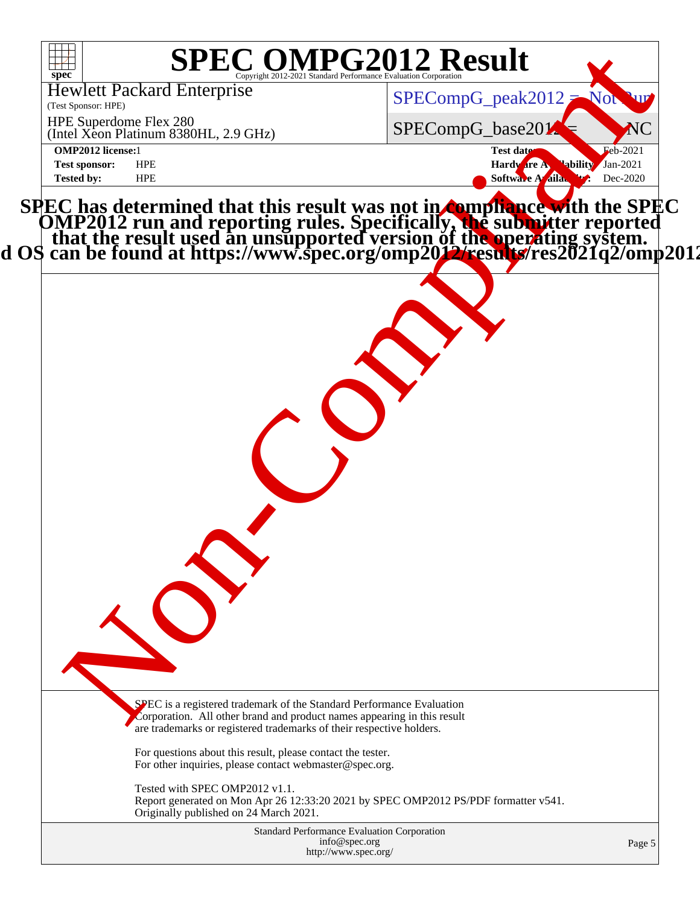# SPEC OMPG2012 Result

Copyright 2012-2021 Standard Performance Evaluation Corporation

Hewlett Packard Enterprise
(Test Sponsor: HPE)

HPE Superdome Flex 280
(Intel Xeon Platinum 8380HL, 2.9 GHz)

SPECompG_peak2012 = Not Run

SPECompG_base2012 = NC

**OMP2012 license:** 1
**Test sponsor:** HPE
**Tested by:** HPE

**Test date:** Feb-2021
**Hardware Availability:** Jan-2021
**Software Availability:** Dec-2020

**SPEC has determined that this result was not in compliance with the SPEC OMP2012 run and reporting rules. Specifically, the submitter reported that the result used an unsupported version of the operating system. d OS can be found at https://www.spec.org/omp2012/results/res2021q2/omp2012**

Non-Compliant

SPEC is a registered trademark of the Standard Performance Evaluation Corporation. All other brand and product names appearing in this result are trademarks or registered trademarks of their respective holders.

For questions about this result, please contact the tester.
For other inquiries, please contact webmaster@spec.org.

Tested with SPEC OMP2012 v1.1.
Report generated on Mon Apr 26 12:33:20 2021 by SPEC OMP2012 PS/PDF formatter v541.
Originally published on 24 March 2021.

Standard Performance Evaluation Corporation
info@spec.org
http://www.spec.org/